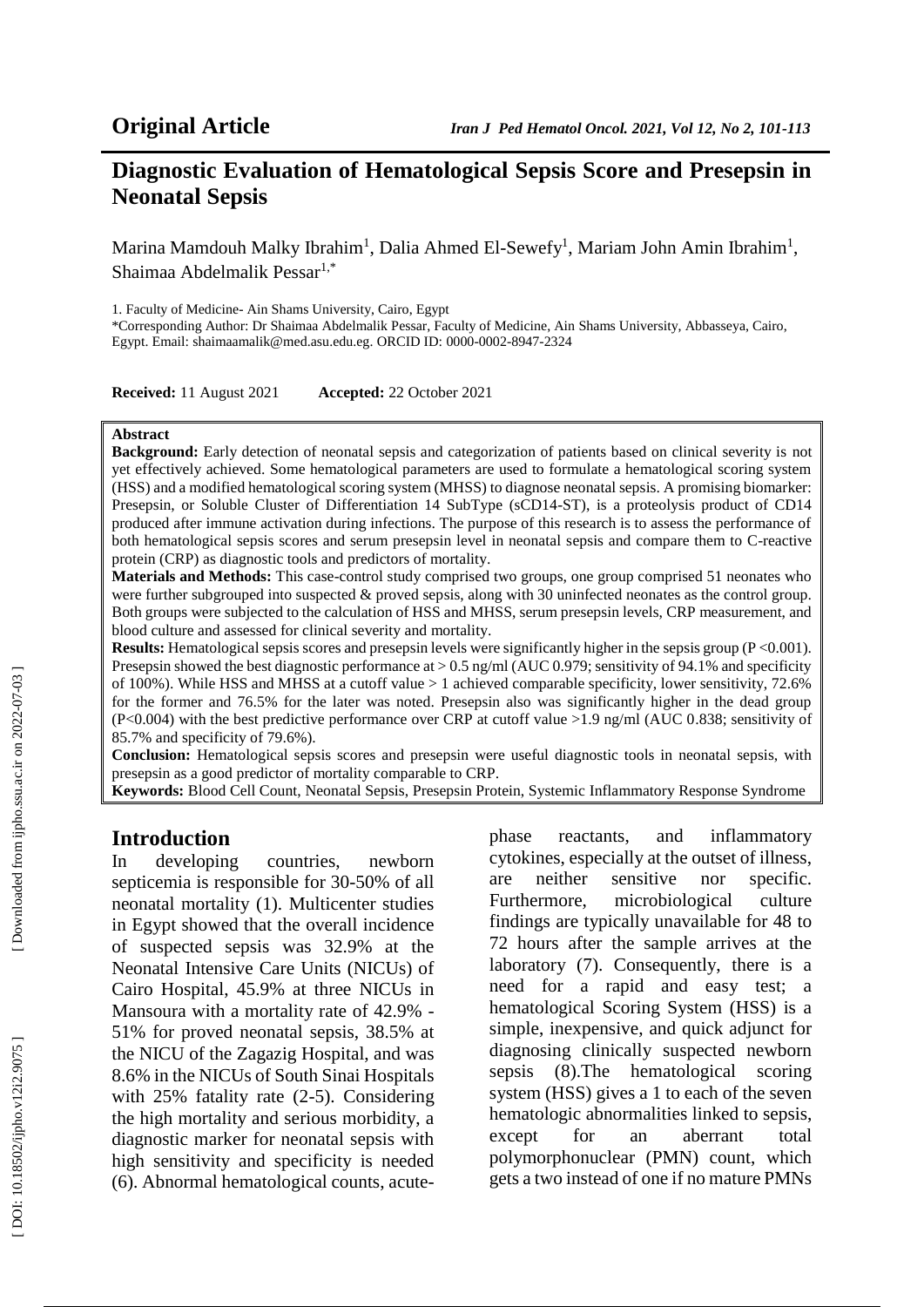**Original Article**

# Diagnostic Evaluation of Hematological Sepsis Score and Presepsin in Neonatal Sepsis

Marina Mamdouh Malky Ibrahim[1], Dalia Ahmed El-Sewefy[1], Mariam John Amin Ibrahim[1], Shaimaa Abdelmalik Pessar[1,*]

1. Faculty of Medicine- Ain Shams University, Cairo, Egypt

*Corresponding Author: Dr Shaimaa Abdelmalik Pessar, Faculty of Medicine, Ain Shams University, Abbasseya, Cairo, Egypt. Email: shaimaamalik@med.asu.edu.eg. ORCID ID: 0000-0002-8947-2324

**Received:** 11 August 2021 **Accepted:** 22 October 2021

**Abstract**

**Background:** Early detection of neonatal sepsis and categorization of patients based on clinical severity is not yet effectively achieved. Some hematological parameters are used to formulate a hematological scoring system (HSS) and a modified hematological scoring system (MHSS) to diagnose neonatal sepsis. A promising biomarker: Presepsin, or Soluble Cluster of Differentiation 14 SubType (sCD14-ST), is a proteolysis product of CD14 produced after immune activation during infections. The purpose of this research is to assess the performance of both hematological sepsis scores and serum presepsin level in neonatal sepsis and compare them to C-reactive protein (CRP) as diagnostic tools and predictors of mortality.

**Materials and Methods:** This case-control study comprised two groups, one group comprised 51 neonates who were further subgrouped into suspected & proved sepsis, along with 30 uninfected neonates as the control group. Both groups were subjected to the calculation of HSS and MHSS, serum presepsin levels, CRP measurement, and blood culture and assessed for clinical severity and mortality.

**Results:** Hematological sepsis scores and presepsin levels were significantly higher in the sepsis group ($P < 0.001$). Presepsin showed the best diagnostic performance at > 0.5 ng/ml (AUC 0.979; sensitivity of 94.1% and specificity of 100%). While HSS and MHSS at a cutoff value > 1 achieved comparable specificity, lower sensitivity, 72.6% for the former and 76.5% for the later was noted. Presepsin also was significantly higher in the dead group ($P < 0.004$) with the best predictive performance over CRP at cutoff value >1.9 ng/ml (AUC 0.838; sensitivity of 85.7% and specificity of 79.6%).

**Conclusion:** Hematological sepsis scores and presepsin were useful diagnostic tools in neonatal sepsis, with presepsin as a good predictor of mortality comparable to CRP.

**Keywords:** Blood Cell Count, Neonatal Sepsis, Presepsin Protein, Systemic Inflammatory Response Syndrome

## Introduction

In developing countries, newborn septicemia is responsible for 30-50% of all neonatal mortality (1). Multicenter studies in Egypt showed that the overall incidence of suspected sepsis was 32.9% at the Neonatal Intensive Care Units (NICUs) of Cairo Hospital, 45.9% at three NICUs in Mansoura with a mortality rate of 42.9% - 51% for proved neonatal sepsis, 38.5% at the NICU of the Zagazig Hospital, and was 8.6% in the NICUs of South Sinai Hospitals with 25% fatality rate (2-5). Considering the high mortality and serious morbidity, a diagnostic marker for neonatal sepsis with high sensitivity and specificity is needed (6). Abnormal hematological counts, acute-phase reactants, and inflammatory cytokines, especially at the outset of illness, are neither sensitive nor specific. Furthermore, microbiological culture findings are typically unavailable for 48 to 72 hours after the sample arrives at the laboratory (7). Consequently, there is a need for a rapid and easy test; a hematological Scoring System (HSS) is a simple, inexpensive, and quick adjunct for diagnosing clinically suspected newborn sepsis (8).The hematological scoring system (HSS) gives a 1 to each of the seven hematologic abnormalities linked to sepsis, except for an aberrant total polymorphonuclear (PMN) count, which gets a two instead of one if no mature PMNs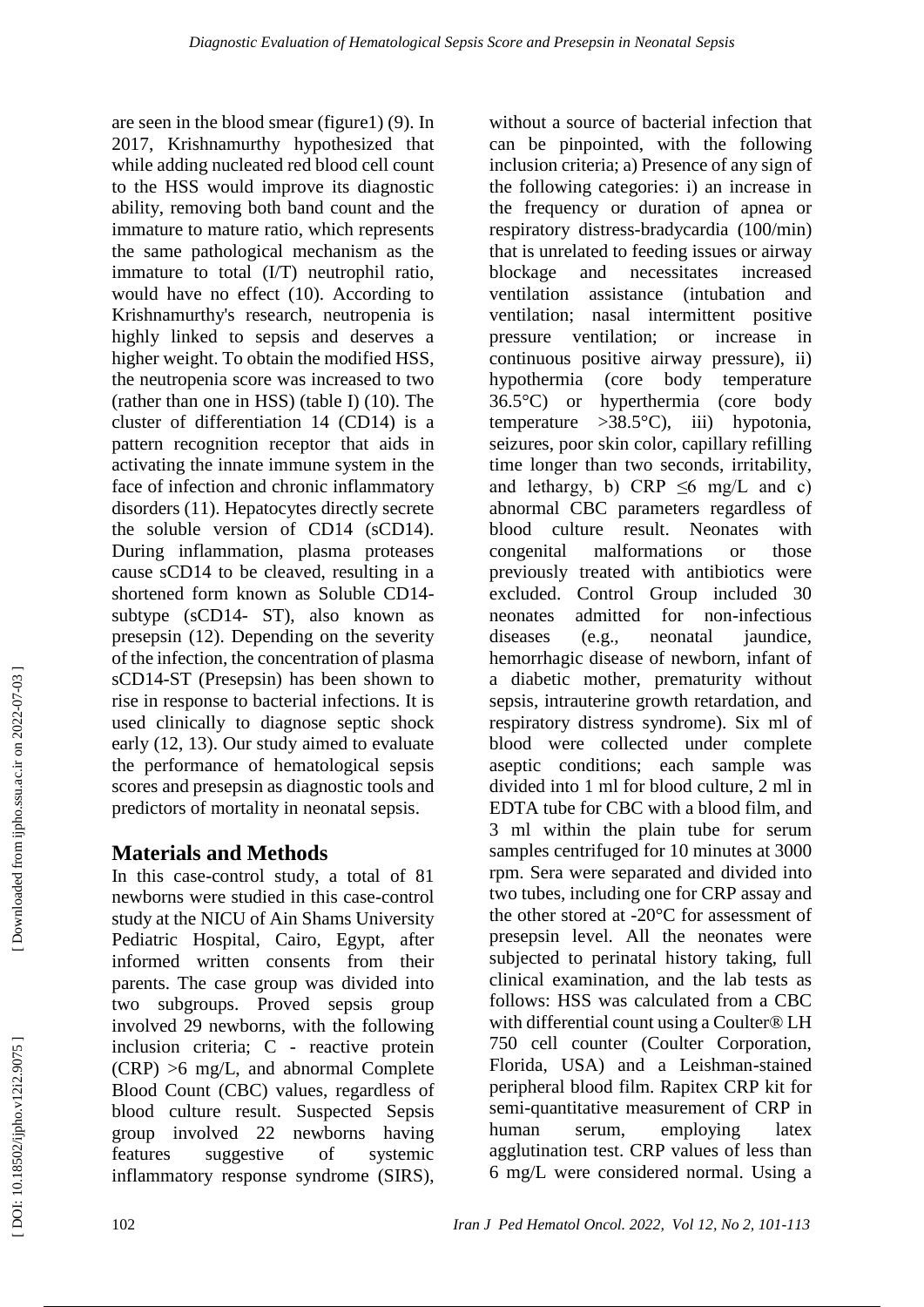are seen in the blood smear (figure1) (9). In 2017, Krishnamurthy hypothesized that while adding nucleated red blood cell count to the HSS would improve its diagnostic ability, removing both band count and the immature to mature ratio, which represents the same pathological mechanism as the immature to total (I/T) neutrophil ratio, would have no effect (10). According to Krishnamurthy's research, neutropenia is highly linked to sepsis and deserves a higher weight. To obtain the modified HSS, the neutropenia score was increased to two (rather than one in HSS) (table I) (10). The cluster of differentiation 14 (CD14) is a pattern recognition receptor that aids in activating the innate immune system in the face of infection and chronic inflammatory disorders (11). Hepatocytes directly secrete the soluble version of CD14 (sCD14). During inflammation, plasma proteases cause sCD14 to be cleaved, resulting in a shortened form known as Soluble CD14-subtype (sCD14- ST), also known as presepsin (12). Depending on the severity of the infection, the concentration of plasma sCD14-ST (Presepsin) has been shown to rise in response to bacterial infections. It is used clinically to diagnose septic shock early (12, 13). Our study aimed to evaluate the performance of hematological sepsis scores and presepsin as diagnostic tools and predictors of mortality in neonatal sepsis.

## Materials and Methods

In this case-control study, a total of 81 newborns were studied in this case-control study at the NICU of Ain Shams University Pediatric Hospital, Cairo, Egypt, after informed written consents from their parents. The case group was divided into two subgroups. Proved sepsis group involved 29 newborns, with the following inclusion criteria; C - reactive protein (CRP) >6 mg/L, and abnormal Complete Blood Count (CBC) values, regardless of blood culture result. Suspected Sepsis group involved 22 newborns having features suggestive of systemic inflammatory response syndrome (SIRS), without a source of bacterial infection that can be pinpointed, with the following inclusion criteria; a) Presence of any sign of the following categories: i) an increase in the frequency or duration of apnea or respiratory distress-bradycardia (100/min) that is unrelated to feeding issues or airway blockage and necessitates increased ventilation assistance (intubation and ventilation; nasal intermittent positive pressure ventilation; or increase in continuous positive airway pressure), ii) hypothermia (core body temperature 36.5°C) or hyperthermia (core body temperature >38.5°C), iii) hypotonia, seizures, poor skin color, capillary refilling time longer than two seconds, irritability, and lethargy, b) CRP ≤6 mg/L and c) abnormal CBC parameters regardless of blood culture result. Neonates with congenital malformations or those previously treated with antibiotics were excluded. Control Group included 30 neonates admitted for non-infectious diseases (e.g., neonatal jaundice, hemorrhagic disease of newborn, infant of a diabetic mother, prematurity without sepsis, intrauterine growth retardation, and respiratory distress syndrome). Six ml of blood were collected under complete aseptic conditions; each sample was divided into 1 ml for blood culture, 2 ml in EDTA tube for CBC with a blood film, and 3 ml within the plain tube for serum samples centrifuged for 10 minutes at 3000 rpm. Sera were separated and divided into two tubes, including one for CRP assay and the other stored at -20°C for assessment of presepsin level. All the neonates were subjected to perinatal history taking, full clinical examination, and the lab tests as follows: HSS was calculated from a CBC with differential count using a Coulter® LH 750 cell counter (Coulter Corporation, Florida, USA) and a Leishman-stained peripheral blood film. Rapitex CRP kit for semi-quantitative measurement of CRP in human serum, employing latex agglutination test. CRP values of less than 6 mg/L were considered normal. Using a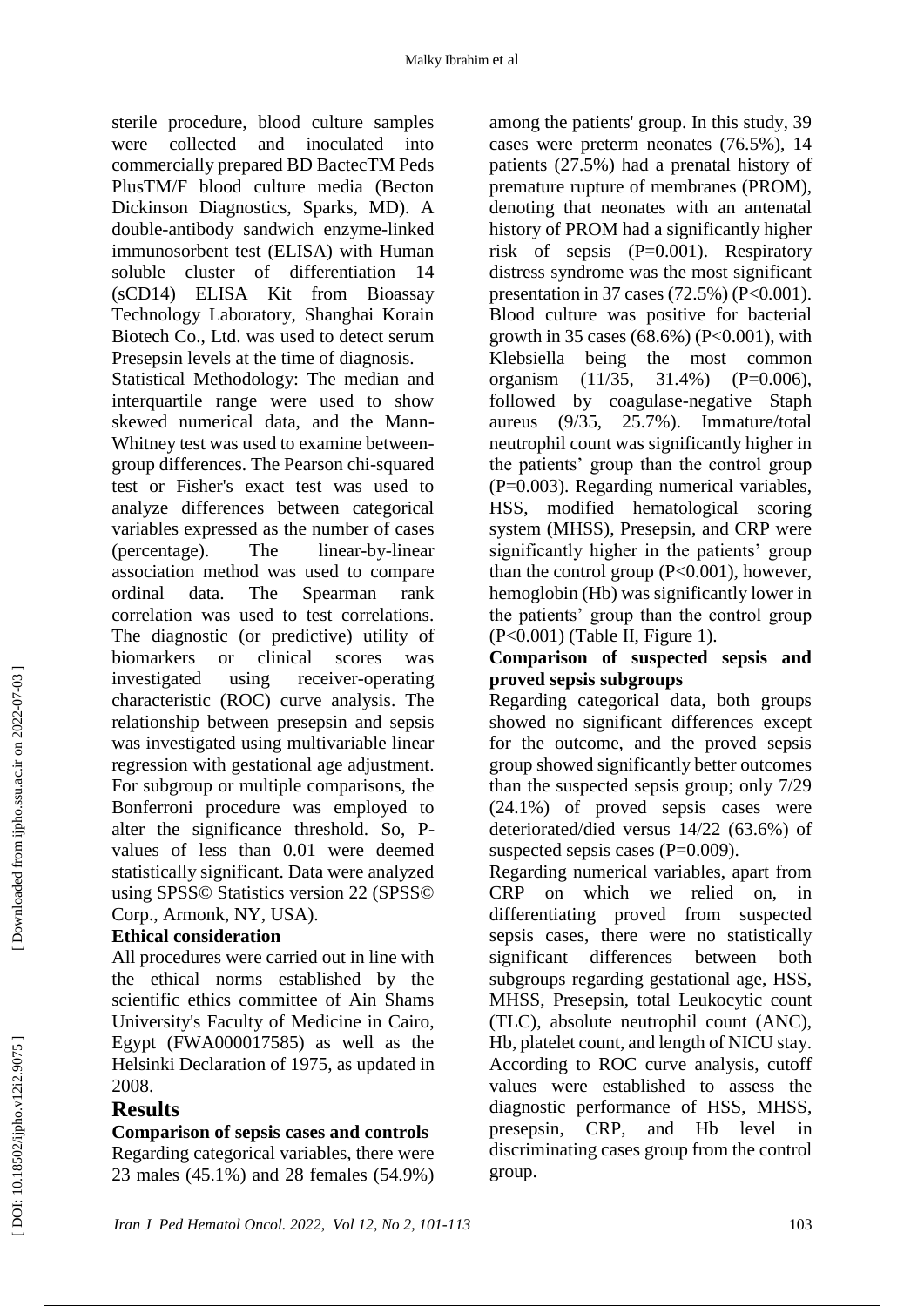sterile procedure, blood culture samples were collected and inoculated into commercially prepared BD BactecTM Peds PlusTM/F blood culture media (Becton Dickinson Diagnostics, Sparks, MD). A double-antibody sandwich enzyme-linked immunosorbent test (ELISA) with Human soluble cluster of differentiation 14 (sCD14) ELISA Kit from Bioassay Technology Laboratory, Shanghai Korain Biotech Co., Ltd. was used to detect serum Presepsin levels at the time of diagnosis.

Statistical Methodology: The median and interquartile range were used to show skewed numerical data, and the Mann-Whitney test was used to examine between-group differences. The Pearson chi-squared test or Fisher's exact test was used to analyze differences between categorical variables expressed as the number of cases (percentage). The linear-by-linear association method was used to compare ordinal data. The Spearman rank correlation was used to test correlations. The diagnostic (or predictive) utility of biomarkers or clinical scores was investigated using receiver-operating characteristic (ROC) curve analysis. The relationship between presepsin and sepsis was investigated using multivariable linear regression with gestational age adjustment. For subgroup or multiple comparisons, the Bonferroni procedure was employed to alter the significance threshold. So, P-values of less than 0.01 were deemed statistically significant. Data were analyzed using SPSS© Statistics version 22 (SPSS© Corp., Armonk, NY, USA).

**Ethical consideration**

All procedures were carried out in line with the ethical norms established by the scientific ethics committee of Ain Shams University's Faculty of Medicine in Cairo, Egypt (FWA000017585) as well as the Helsinki Declaration of 1975, as updated in 2008.

## Results

**Comparison of sepsis cases and controls**

Regarding categorical variables, there were 23 males (45.1%) and 28 females (54.9%) among the patients' group. In this study, 39 cases were preterm neonates (76.5%), 14 patients (27.5%) had a prenatal history of premature rupture of membranes (PROM), denoting that neonates with an antenatal history of PROM had a significantly higher risk of sepsis (P=0.001). Respiratory distress syndrome was the most significant presentation in 37 cases (72.5%) (P<0.001). Blood culture was positive for bacterial growth in 35 cases (68.6%) (P<0.001), with Klebsiella being the most common organism (11/35, 31.4%) (P=0.006), followed by coagulase-negative Staph aureus (9/35, 25.7%). Immature/total neutrophil count was significantly higher in the patients' group than the control group (P=0.003). Regarding numerical variables, HSS, modified hematological scoring system (MHSS), Presepsin, and CRP were significantly higher in the patients' group than the control group (P<0.001), however, hemoglobin (Hb) was significantly lower in the patients' group than the control group (P<0.001) (Table II, Figure 1).

**Comparison of suspected sepsis and proved sepsis subgroups**

Regarding categorical data, both groups showed no significant differences except for the outcome, and the proved sepsis group showed significantly better outcomes than the suspected sepsis group; only 7/29 (24.1%) of proved sepsis cases were deteriorated/died versus 14/22 (63.6%) of suspected sepsis cases (P=0.009).

Regarding numerical variables, apart from CRP on which we relied on, in differentiating proved from suspected sepsis cases, there were no statistically significant differences between both subgroups regarding gestational age, HSS, MHSS, Presepsin, total Leukocytic count (TLC), absolute neutrophil count (ANC), Hb, platelet count, and length of NICU stay. According to ROC curve analysis, cutoff values were established to assess the diagnostic performance of HSS, MHSS, presepsin, CRP, and Hb level in discriminating cases group from the control group.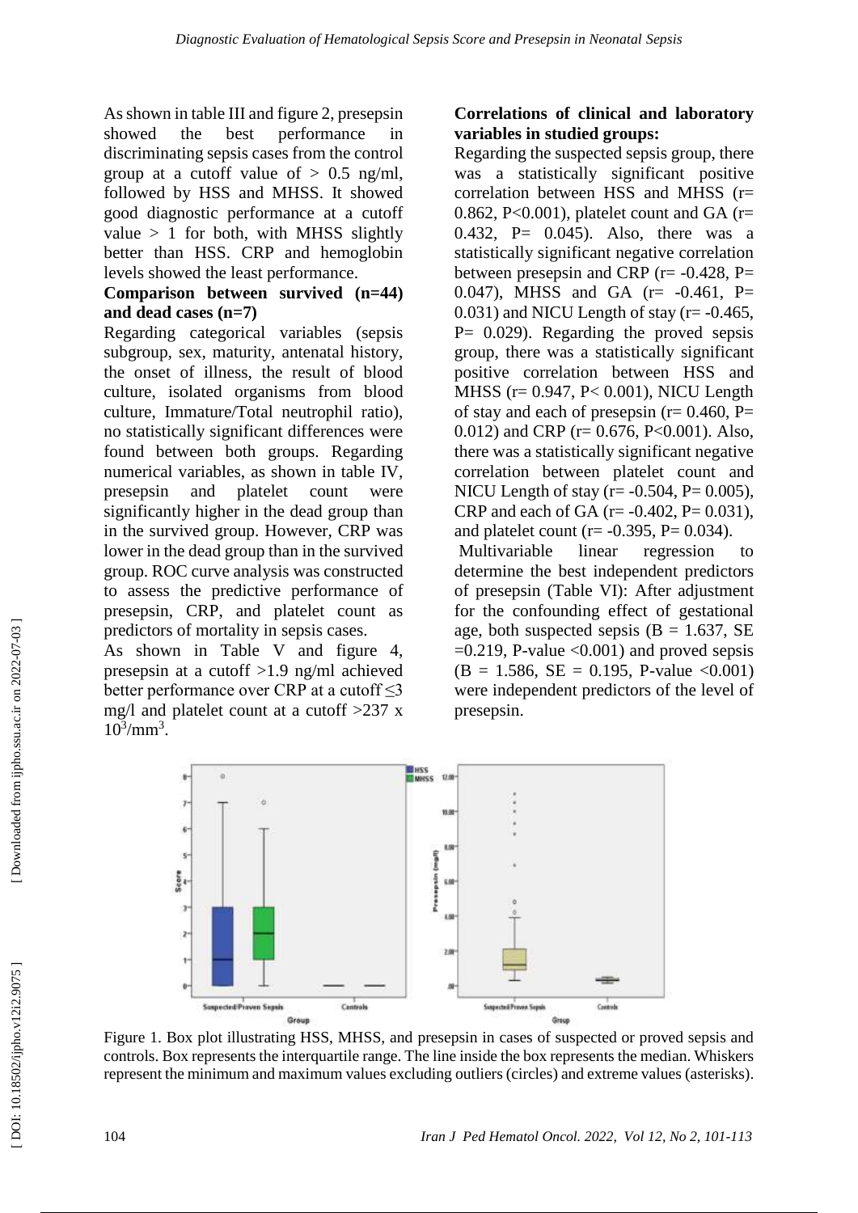As shown in table III and figure 2, presepsin showed the best performance in discriminating sepsis cases from the control group at a cutoff value of > 0.5 ng/ml, followed by HSS and MHSS. It showed good diagnostic performance at a cutoff value > 1 for both, with MHSS slightly better than HSS. CRP and hemoglobin levels showed the least performance.

**Comparison between survived (n=44) and dead cases (n=7)**

Regarding categorical variables (sepsis subgroup, sex, maturity, antenatal history, the onset of illness, the result of blood culture, isolated organisms from blood culture, Immature/Total neutrophil ratio), no statistically significant differences were found between both groups. Regarding numerical variables, as shown in table IV, presepsin and platelet count were significantly higher in the dead group than in the survived group. However, CRP was lower in the dead group than in the survived group. ROC curve analysis was constructed to assess the predictive performance of presepsin, CRP, and platelet count as predictors of mortality in sepsis cases.

As shown in Table V and figure 4, presepsin at a cutoff >1.9 ng/ml achieved better performance over CRP at a cutoff ≤3 mg/l and platelet count at a cutoff >237 x $10^3$/mm$^3$.

**Correlations of clinical and laboratory variables in studied groups:**

Regarding the suspected sepsis group, there was a statistically significant positive correlation between HSS and MHSS (r= 0.862, P<0.001), platelet count and GA (r= 0.432, P= 0.045). Also, there was a statistically significant negative correlation between presepsin and CRP (r= -0.428, P= 0.047), MHSS and GA (r= -0.461, P= 0.031) and NICU Length of stay (r= -0.465, P= 0.029). Regarding the proved sepsis group, there was a statistically significant positive correlation between HSS and MHSS (r= 0.947, P< 0.001), NICU Length of stay and each of presepsin (r= 0.460, P= 0.012) and CRP (r= 0.676, P<0.001). Also, there was a statistically significant negative correlation between platelet count and NICU Length of stay (r= -0.504, P= 0.005), CRP and each of GA (r= -0.402, P= 0.031), and platelet count (r= -0.395, P= 0.034).

Multivariable linear regression to determine the best independent predictors of presepsin (Table VI): After adjustment for the confounding effect of gestational age, both suspected sepsis (B = 1.637, SE =0.219, P-value <0.001) and proved sepsis (B = 1.586, SE = 0.195, P-value <0.001) were independent predictors of the level of presepsin.

Figure 1. Box plot illustrating HSS, MHSS, and presepsin in cases of suspected or proved sepsis and controls. Box represents the interquartile range. The line inside the box represents the median. Whiskers represent the minimum and maximum values excluding outliers (circles) and extreme values (asterisks).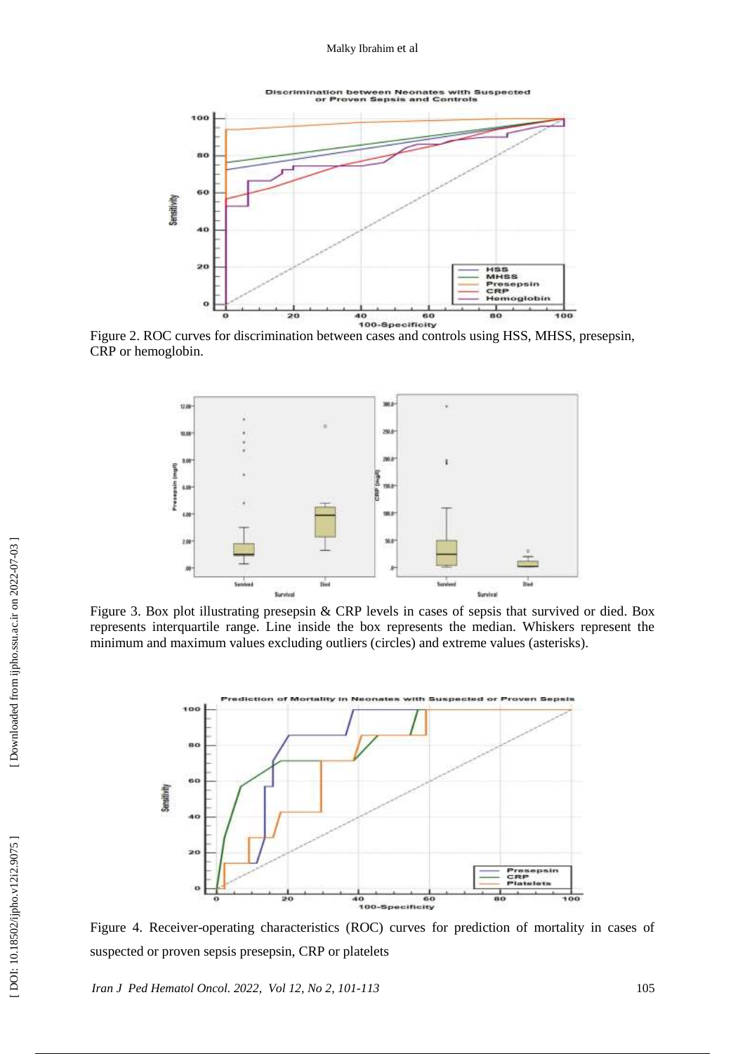Figure 2. ROC curves for discrimination between cases and controls using HSS, MHSS, presepsin, CRP or hemoglobin.

Figure 3. Box plot illustrating presepsin & CRP levels in cases of sepsis that survived or died. Box represents interquartile range. Line inside the box represents the median. Whiskers represent the minimum and maximum values excluding outliers (circles) and extreme values (asterisks).

Figure 4. Receiver-operating characteristics (ROC) curves for prediction of mortality in cases of suspected or proven sepsis presepsin, CRP or platelets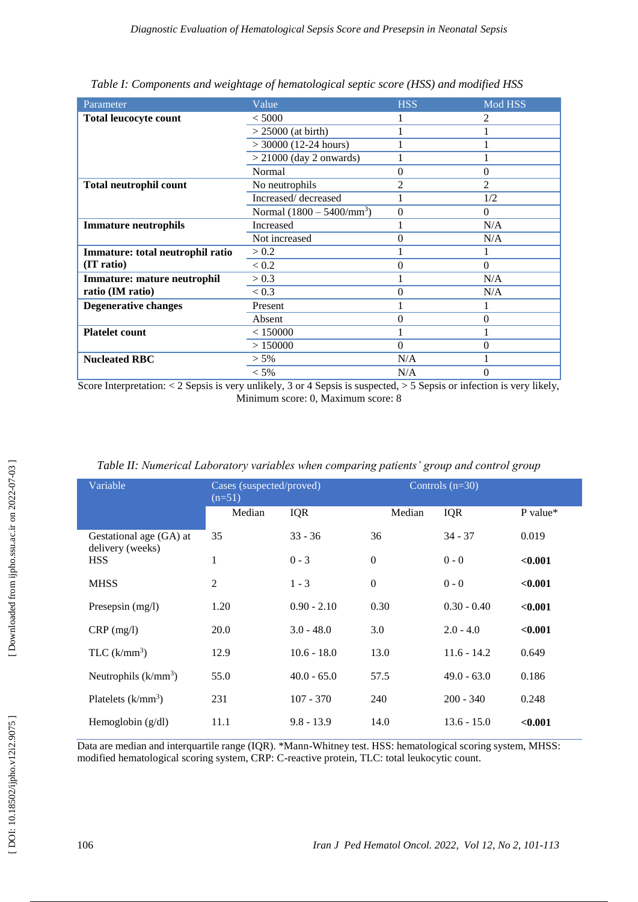*Table I: Components and weightage of hematological septic score (HSS) and modified HSS*

| Parameter | Value | HSS | Mod HSS |
|---|---|---|---|
| **Total leucocyte count** | < 5000 | 1 | 2 |
| | > 25000 (at birth) | 1 | 1 |
| | > 30000 (12-24 hours) | 1 | 1 |
| | > 21000 (day 2 onwards) | 1 | 1 |
| | Normal | 0 | 0 |
| **Total neutrophil count** | No neutrophils | 2 | 2 |
| | Increased/ decreased | 1 | 1/2 |
| | Normal (1800 – 5400/mm$^3$) | 0 | 0 |
| **Immature neutrophils** | Increased | 1 | N/A |
| | Not increased | 0 | N/A |
| **Immature: total neutrophil ratio (IT ratio)** | > 0.2 | 1 | 1 |
| | < 0.2 | 0 | 0 |
| **Immature: mature neutrophil ratio (IM ratio)** | > 0.3 | 1 | N/A |
| | < 0.3 | 0 | N/A |
| **Degenerative changes** | Present | 1 | 1 |
| | Absent | 0 | 0 |
| **Platelet count** | < 150000 | 1 | 1 |
| | > 150000 | 0 | 0 |
| **Nucleated RBC** | > 5% | N/A | 1 |
| | < 5% | N/A | 0 |

Score Interpretation: < 2 Sepsis is very unlikely, 3 or 4 Sepsis is suspected, > 5 Sepsis or infection is very likely, Minimum score: 0, Maximum score: 8

*Table II: Numerical Laboratory variables when comparing patients' group and control group*

| Variable | Cases (suspected/proved) (n=51) | | Controls (n=30) | | |
|---|---|---|---|---|---|
| | Median | IQR | Median | IQR | P value* |
| Gestational age (GA) at delivery (weeks) | 35 | 33 - 36 | 36 | 34 - 37 | 0.019 |
| HSS | 1 | 0 - 3 | 0 | 0 - 0 | **<0.001** |
| MHSS | 2 | 1 - 3 | 0 | 0 - 0 | **<0.001** |
| Presepsin (mg/l) | 1.20 | 0.90 - 2.10 | 0.30 | 0.30 - 0.40 | **<0.001** |
| CRP (mg/l) | 20.0 | 3.0 - 48.0 | 3.0 | 2.0 - 4.0 | **<0.001** |
| TLC (k/mm$^3$) | 12.9 | 10.6 - 18.0 | 13.0 | 11.6 - 14.2 | 0.649 |
| Neutrophils (k/mm$^3$) | 55.0 | 40.0 - 65.0 | 57.5 | 49.0 - 63.0 | 0.186 |
| Platelets (k/mm$^3$) | 231 | 107 - 370 | 240 | 200 - 340 | 0.248 |
| Hemoglobin (g/dl) | 11.1 | 9.8 - 13.9 | 14.0 | 13.6 - 15.0 | **<0.001** |

Data are median and interquartile range (IQR). *Mann-Whitney test. HSS: hematological scoring system, MHSS: modified hematological scoring system, CRP: C-reactive protein, TLC: total leukocytic count.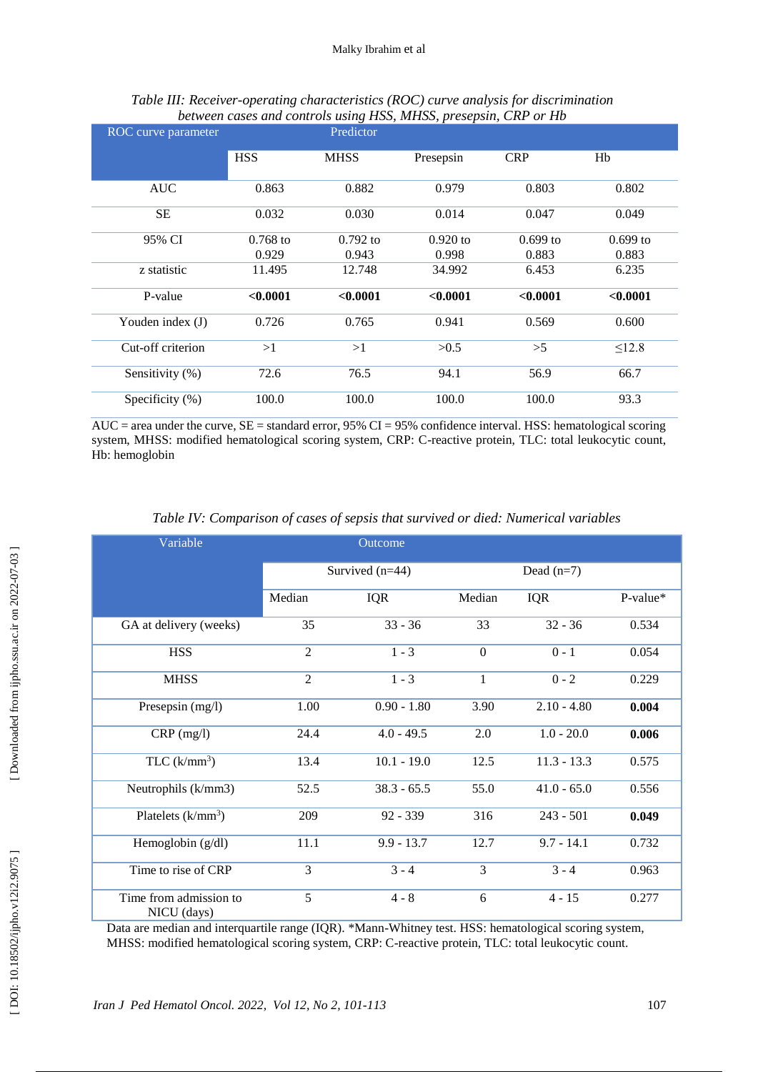*Table III: Receiver-operating characteristics (ROC) curve analysis for discrimination between cases and controls using HSS, MHSS, presepsin, CRP or Hb*

| ROC curve parameter | Predictor | | | | |
|---|---|---|---|---|---|
| | HSS | MHSS | Presepsin | CRP | Hb |
| AUC | 0.863 | 0.882 | 0.979 | 0.803 | 0.802 |
| SE | 0.032 | 0.030 | 0.014 | 0.047 | 0.049 |
| 95% CI | 0.768 to 0.929 | 0.792 to 0.943 | 0.920 to 0.998 | 0.699 to 0.883 | 0.699 to 0.883 |
| z statistic | 11.495 | 12.748 | 34.992 | 6.453 | 6.235 |
| P-value | **<0.0001** | **<0.0001** | **<0.0001** | **<0.0001** | **<0.0001** |
| Youden index (J) | 0.726 | 0.765 | 0.941 | 0.569 | 0.600 |
| Cut-off criterion | >1 | >1 | >0.5 | >5 | ≤12.8 |
| Sensitivity (%) | 72.6 | 76.5 | 94.1 | 56.9 | 66.7 |
| Specificity (%) | 100.0 | 100.0 | 100.0 | 100.0 | 93.3 |

AUC = area under the curve, SE = standard error, 95% CI = 95% confidence interval. HSS: hematological scoring system, MHSS: modified hematological scoring system, CRP: C-reactive protein, TLC: total leukocytic count, Hb: hemoglobin

*Table IV: Comparison of cases of sepsis that survived or died: Numerical variables*

| Variable | Outcome | | | | |
|---|---|---|---|---|---|
| | Survived (n=44) | | Dead (n=7) | | |
| | Median | IQR | Median | IQR | P-value* |
| GA at delivery (weeks) | 35 | 33 - 36 | 33 | 32 - 36 | 0.534 |
| HSS | 2 | 1 - 3 | 0 | 0 - 1 | 0.054 |
| MHSS | 2 | 1 - 3 | 1 | 0 - 2 | 0.229 |
| Presepsin (mg/l) | 1.00 | 0.90 - 1.80 | 3.90 | 2.10 - 4.80 | **0.004** |
| CRP (mg/l) | 24.4 | 4.0 - 49.5 | 2.0 | 1.0 - 20.0 | **0.006** |
| TLC (k/mm$^3$) | 13.4 | 10.1 - 19.0 | 12.5 | 11.3 - 13.3 | 0.575 |
| Neutrophils (k/mm3) | 52.5 | 38.3 - 65.5 | 55.0 | 41.0 - 65.0 | 0.556 |
| Platelets (k/mm$^3$) | 209 | 92 - 339 | 316 | 243 - 501 | **0.049** |
| Hemoglobin (g/dl) | 11.1 | 9.9 - 13.7 | 12.7 | 9.7 - 14.1 | 0.732 |
| Time to rise of CRP | 3 | 3 - 4 | 3 | 3 - 4 | 0.963 |
| Time from admission to NICU (days) | 5 | 4 - 8 | 6 | 4 - 15 | 0.277 |

Data are median and interquartile range (IQR). *Mann-Whitney test. HSS: hematological scoring system, MHSS: modified hematological scoring system, CRP: C-reactive protein, TLC: total leukocytic count.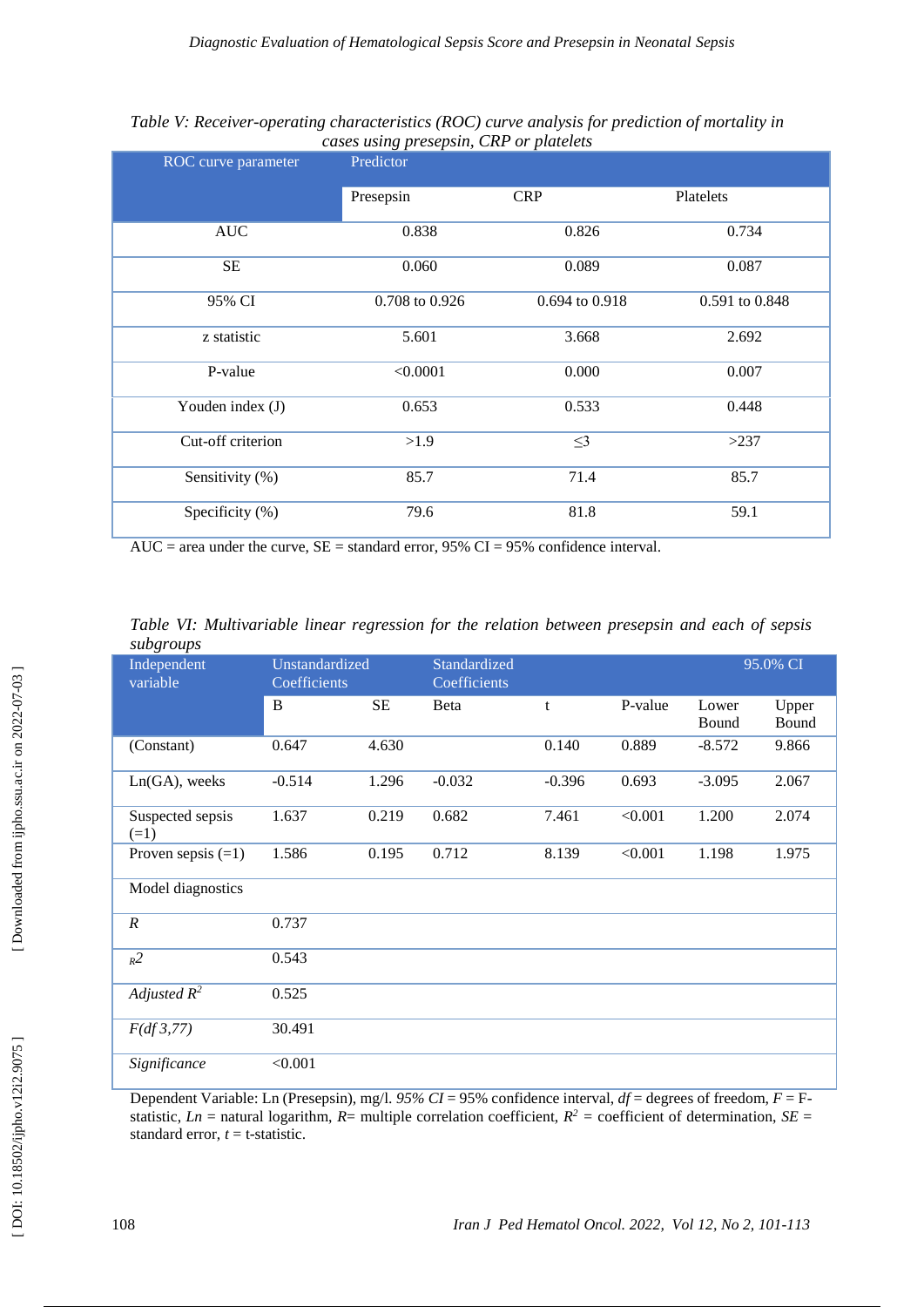*Table V: Receiver-operating characteristics (ROC) curve analysis for prediction of mortality in cases using presepsin, CRP or platelets*

| ROC curve parameter | Predictor | | |
|---|---|---|---|
| | Presepsin | CRP | Platelets |
| AUC | 0.838 | 0.826 | 0.734 |
| SE | 0.060 | 0.089 | 0.087 |
| 95% CI | 0.708 to 0.926 | 0.694 to 0.918 | 0.591 to 0.848 |
| z statistic | 5.601 | 3.668 | 2.692 |
| P-value | <0.0001 | 0.000 | 0.007 |
| Youden index (J) | 0.653 | 0.533 | 0.448 |
| Cut-off criterion | >1.9 | ≤3 | >237 |
| Sensitivity (%) | 85.7 | 71.4 | 85.7 |
| Specificity (%) | 79.6 | 81.8 | 59.1 |

AUC = area under the curve, SE = standard error, 95% CI = 95% confidence interval.

*Table VI: Multivariable linear regression for the relation between presepsin and each of sepsis subgroups*

| Independent variable | Unstandardized Coefficients | | Standardized Coefficients | | | 95.0% CI | |
|---|---|---|---|---|---|---|---|
| | B | SE | Beta | t | P-value | Lower Bound | Upper Bound |
| (Constant) | 0.647 | 4.630 | | 0.140 | 0.889 | -8.572 | 9.866 |
| Ln(GA), weeks | -0.514 | 1.296 | -0.032 | -0.396 | 0.693 | -3.095 | 2.067 |
| Suspected sepsis (=1) | 1.637 | 0.219 | 0.682 | 7.461 | <0.001 | 1.200 | 2.074 |
| Proven sepsis (=1) | 1.586 | 0.195 | 0.712 | 8.139 | <0.001 | 1.198 | 1.975 |
| Model diagnostics | | | | | | | |
| *R* | 0.737 | | | | | | |
| $R^2$ | 0.543 | | | | | | |
| *Adjusted* $R^2$ | 0.525 | | | | | | |
| $F(df\ 3,77)$ | 30.491 | | | | | | |
| *Significance* | <0.001 | | | | | | |

Dependent Variable: Ln (Presepsin), mg/l. *95% CI* = 95% confidence interval, *df* = degrees of freedom, *F* = F-statistic, *Ln* = natural logarithm, *R*= multiple correlation coefficient, $R^2$ = coefficient of determination, *SE* = standard error, *t* = t-statistic.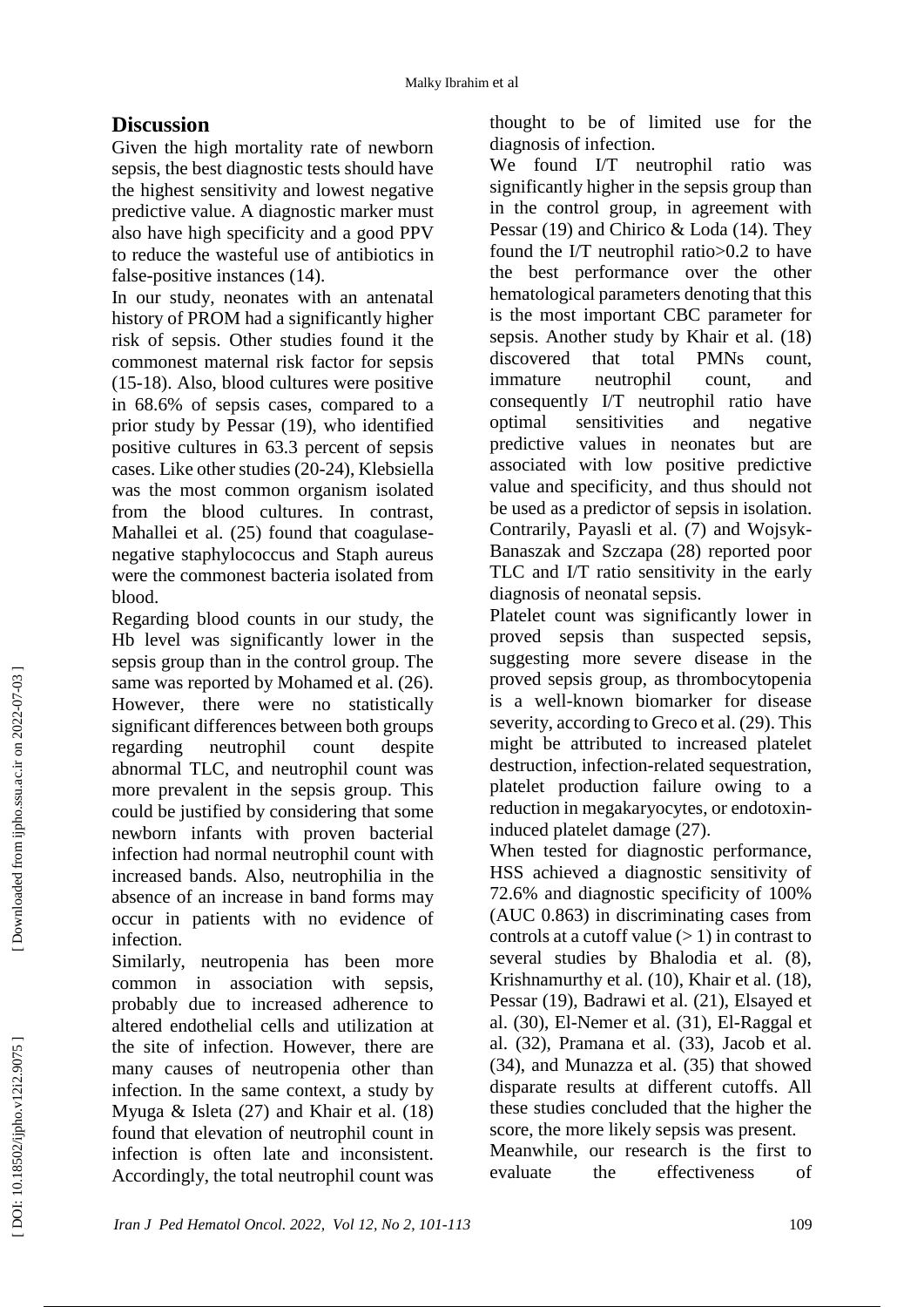## Discussion

Given the high mortality rate of newborn sepsis, the best diagnostic tests should have the highest sensitivity and lowest negative predictive value. A diagnostic marker must also have high specificity and a good PPV to reduce the wasteful use of antibiotics in false-positive instances (14).

In our study, neonates with an antenatal history of PROM had a significantly higher risk of sepsis. Other studies found it the commonest maternal risk factor for sepsis (15-18). Also, blood cultures were positive in 68.6% of sepsis cases, compared to a prior study by Pessar (19), who identified positive cultures in 63.3 percent of sepsis cases. Like other studies (20-24), Klebsiella was the most common organism isolated from the blood cultures. In contrast, Mahallei et al. (25) found that coagulase-negative staphylococcus and Staph aureus were the commonest bacteria isolated from blood.

Regarding blood counts in our study, the Hb level was significantly lower in the sepsis group than in the control group. The same was reported by Mohamed et al. (26). However, there were no statistically significant differences between both groups regarding neutrophil count despite abnormal TLC, and neutrophil count was more prevalent in the sepsis group. This could be justified by considering that some newborn infants with proven bacterial infection had normal neutrophil count with increased bands. Also, neutrophilia in the absence of an increase in band forms may occur in patients with no evidence of infection.

Similarly, neutropenia has been more common in association with sepsis, probably due to increased adherence to altered endothelial cells and utilization at the site of infection. However, there are many causes of neutropenia other than infection. In the same context, a study by Myuga & Isleta (27) and Khair et al. (18) found that elevation of neutrophil count in infection is often late and inconsistent. Accordingly, the total neutrophil count was thought to be of limited use for the diagnosis of infection.

We found I/T neutrophil ratio was significantly higher in the sepsis group than in the control group, in agreement with Pessar (19) and Chirico & Loda (14). They found the I/T neutrophil ratio>0.2 to have the best performance over the other hematological parameters denoting that this is the most important CBC parameter for sepsis. Another study by Khair et al. (18) discovered that total PMNs count, immature neutrophil count, and consequently I/T neutrophil ratio have optimal sensitivities and negative predictive values in neonates but are associated with low positive predictive value and specificity, and thus should not be used as a predictor of sepsis in isolation. Contrarily, Payasli et al. (7) and Wojsyk-Banaszak and Szczapa (28) reported poor TLC and I/T ratio sensitivity in the early diagnosis of neonatal sepsis.

Platelet count was significantly lower in proved sepsis than suspected sepsis, suggesting more severe disease in the proved sepsis group, as thrombocytopenia is a well-known biomarker for disease severity, according to Greco et al. (29). This might be attributed to increased platelet destruction, infection-related sequestration, platelet production failure owing to a reduction in megakaryocytes, or endotoxin-induced platelet damage (27).

When tested for diagnostic performance, HSS achieved a diagnostic sensitivity of 72.6% and diagnostic specificity of 100% (AUC 0.863) in discriminating cases from controls at a cutoff value (> 1) in contrast to several studies by Bhalodia et al. (8), Krishnamurthy et al. (10), Khair et al. (18), Pessar (19), Badrawi et al. (21), Elsayed et al. (30), El-Nemer et al. (31), El-Raggal et al. (32), Pramana et al. (33), Jacob et al. (34), and Munazza et al. (35) that showed disparate results at different cutoffs. All these studies concluded that the higher the score, the more likely sepsis was present.

Meanwhile, our research is the first to evaluate the effectiveness of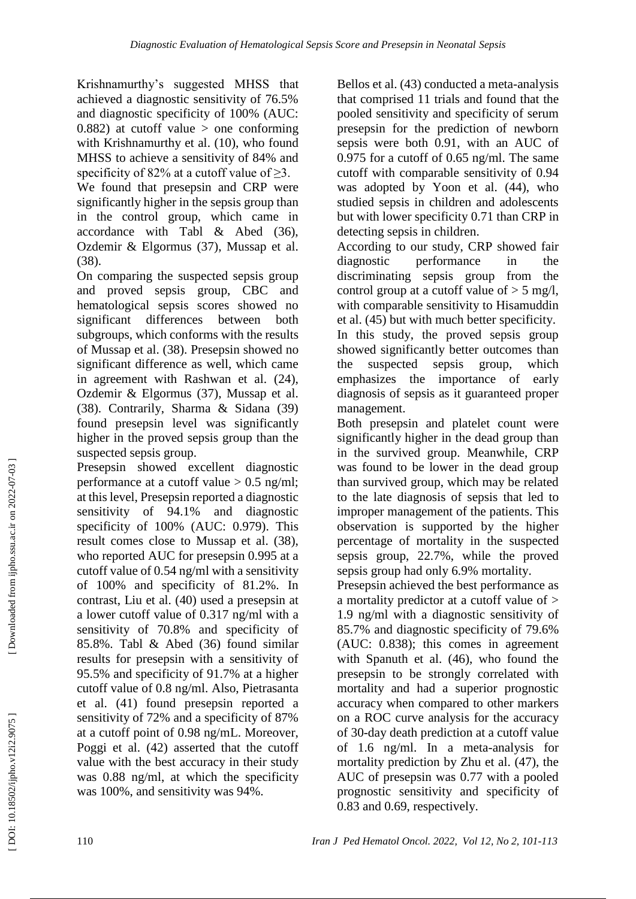Krishnamurthy's suggested MHSS that achieved a diagnostic sensitivity of 76.5% and diagnostic specificity of 100% (AUC: 0.882) at cutoff value > one conforming with Krishnamurthy et al. (10), who found MHSS to achieve a sensitivity of 84% and specificity of 82% at a cutoff value of ≥3.

We found that presepsin and CRP were significantly higher in the sepsis group than in the control group, which came in accordance with Tabl & Abed (36), Ozdemir & Elgormus (37), Mussap et al. (38).

On comparing the suspected sepsis group and proved sepsis group, CBC and hematological sepsis scores showed no significant differences between both subgroups, which conforms with the results of Mussap et al. (38). Presepsin showed no significant difference as well, which came in agreement with Rashwan et al. (24), Ozdemir & Elgormus (37), Mussap et al. (38). Contrarily, Sharma & Sidana (39) found presepsin level was significantly higher in the proved sepsis group than the suspected sepsis group.

Presepsin showed excellent diagnostic performance at a cutoff value > 0.5 ng/ml; at this level, Presepsin reported a diagnostic sensitivity of 94.1% and diagnostic specificity of 100% (AUC: 0.979). This result comes close to Mussap et al. (38), who reported AUC for presepsin 0.995 at a cutoff value of 0.54 ng/ml with a sensitivity of 100% and specificity of 81.2%. In contrast, Liu et al. (40) used a presepsin at a lower cutoff value of 0.317 ng/ml with a sensitivity of 70.8% and specificity of 85.8%. Tabl & Abed (36) found similar results for presepsin with a sensitivity of 95.5% and specificity of 91.7% at a higher cutoff value of 0.8 ng/ml. Also, Pietrasanta et al. (41) found presepsin reported a sensitivity of 72% and a specificity of 87% at a cutoff point of 0.98 ng/mL. Moreover, Poggi et al. (42) asserted that the cutoff value with the best accuracy in their study was 0.88 ng/ml, at which the specificity was 100%, and sensitivity was 94%.

Bellos et al. (43) conducted a meta-analysis that comprised 11 trials and found that the pooled sensitivity and specificity of serum presepsin for the prediction of newborn sepsis were both 0.91, with an AUC of 0.975 for a cutoff of 0.65 ng/ml. The same cutoff with comparable sensitivity of 0.94 was adopted by Yoon et al. (44), who studied sepsis in children and adolescents but with lower specificity 0.71 than CRP in detecting sepsis in children.

According to our study, CRP showed fair diagnostic performance in the discriminating sepsis group from the control group at a cutoff value of > 5 mg/l, with comparable sensitivity to Hisamuddin et al. (45) but with much better specificity.

In this study, the proved sepsis group showed significantly better outcomes than the suspected sepsis group, which emphasizes the importance of early diagnosis of sepsis as it guaranteed proper management.

Both presepsin and platelet count were significantly higher in the dead group than in the survived group. Meanwhile, CRP was found to be lower in the dead group than survived group, which may be related to the late diagnosis of sepsis that led to improper management of the patients. This observation is supported by the higher percentage of mortality in the suspected sepsis group, 22.7%, while the proved sepsis group had only 6.9% mortality.

Presepsin achieved the best performance as a mortality predictor at a cutoff value of > 1.9 ng/ml with a diagnostic sensitivity of 85.7% and diagnostic specificity of 79.6% (AUC: 0.838); this comes in agreement with Spanuth et al. (46), who found the presepsin to be strongly correlated with mortality and had a superior prognostic accuracy when compared to other markers on a ROC curve analysis for the accuracy of 30-day death prediction at a cutoff value of 1.6 ng/ml. In a meta-analysis for mortality prediction by Zhu et al. (47), the AUC of presepsin was 0.77 with a pooled prognostic sensitivity and specificity of 0.83 and 0.69, respectively.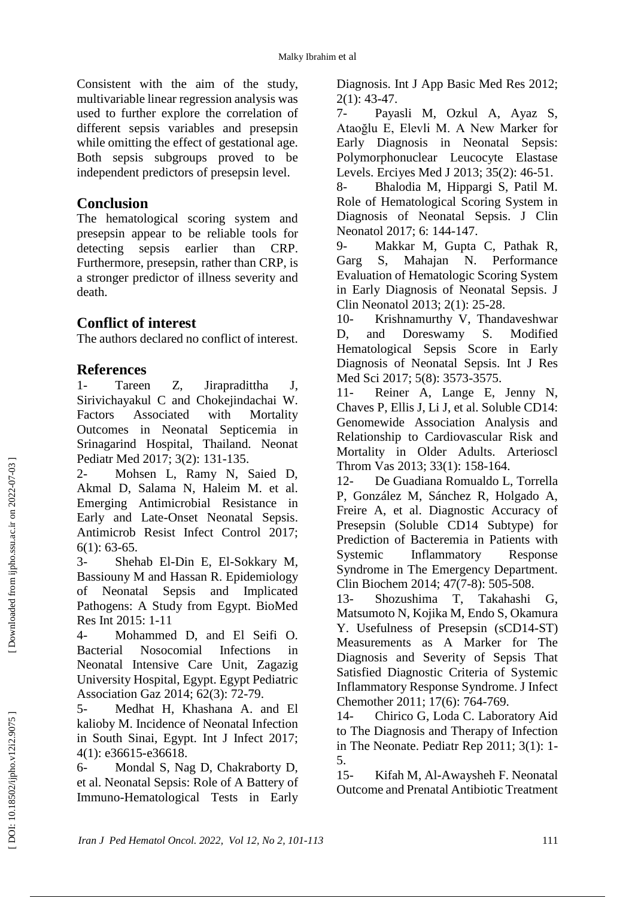Consistent with the aim of the study, multivariable linear regression analysis was used to further explore the correlation of different sepsis variables and presepsin while omitting the effect of gestational age. Both sepsis subgroups proved to be independent predictors of presepsin level.

## Conclusion

The hematological scoring system and presepsin appear to be reliable tools for detecting sepsis earlier than CRP. Furthermore, presepsin, rather than CRP, is a stronger predictor of illness severity and death.

## Conflict of interest

The authors declared no conflict of interest.

## References

1- Tareen Z, Jirapradittha J, Sirivichayakul C and Chokejindachai W. Factors Associated with Mortality Outcomes in Neonatal Septicemia in Srinagarind Hospital, Thailand. Neonat Pediatr Med 2017; 3(2): 131-135.

2- Mohsen L, Ramy N, Saied D, Akmal D, Salama N, Haleim M. et al. Emerging Antimicrobial Resistance in Early and Late-Onset Neonatal Sepsis. Antimicrob Resist Infect Control 2017; 6(1): 63-65.

3- Shehab El-Din E, El-Sokkary M, Bassiouny M and Hassan R. Epidemiology of Neonatal Sepsis and Implicated Pathogens: A Study from Egypt. BioMed Res Int 2015: 1-11

4- Mohammed D, and El Seifi O. Bacterial Nosocomial Infections in Neonatal Intensive Care Unit, Zagazig University Hospital, Egypt. Egypt Pediatric Association Gaz 2014; 62(3): 72-79.

5- Medhat H, Khashana A. and El kalioby M. Incidence of Neonatal Infection in South Sinai, Egypt. Int J Infect 2017; 4(1): e36615-e36618.

6- Mondal S, Nag D, Chakraborty D, et al. Neonatal Sepsis: Role of A Battery of Immuno-Hematological Tests in Early Diagnosis. Int J App Basic Med Res 2012; 2(1): 43-47.

7- Payasli M, Ozkul A, Ayaz S, Ataoğlu E, Elevli M. A New Marker for Early Diagnosis in Neonatal Sepsis: Polymorphonuclear Leucocyte Elastase Levels. Erciyes Med J 2013; 35(2): 46-51.

8- Bhalodia M, Hippargi S, Patil M. Role of Hematological Scoring System in Diagnosis of Neonatal Sepsis. J Clin Neonatol 2017; 6: 144-147.

9- Makkar M, Gupta C, Pathak R, Garg S, Mahajan N. Performance Evaluation of Hematologic Scoring System in Early Diagnosis of Neonatal Sepsis. J Clin Neonatol 2013; 2(1): 25-28.

10- Krishnamurthy V, Thandaveshwar D, and Doreswamy S. Modified Hematological Sepsis Score in Early Diagnosis of Neonatal Sepsis. Int J Res Med Sci 2017; 5(8): 3573-3575.

11- Reiner A, Lange E, Jenny N, Chaves P, Ellis J, Li J, et al. Soluble CD14: Genomewide Association Analysis and Relationship to Cardiovascular Risk and Mortality in Older Adults. Arterioscl Throm Vas 2013; 33(1): 158-164.

12- De Guadiana Romualdo L, Torrella P, González M, Sánchez R, Holgado A, Freire A, et al. Diagnostic Accuracy of Presepsin (Soluble CD14 Subtype) for Prediction of Bacteremia in Patients with Systemic Inflammatory Response Syndrome in The Emergency Department. Clin Biochem 2014; 47(7-8): 505-508.

13- Shozushima T, Takahashi G, Matsumoto N, Kojika M, Endo S, Okamura Y. Usefulness of Presepsin (sCD14-ST) Measurements as A Marker for The Diagnosis and Severity of Sepsis That Satisfied Diagnostic Criteria of Systemic Inflammatory Response Syndrome. J Infect Chemother 2011; 17(6): 764-769.

14- Chirico G, Loda C. Laboratory Aid to The Diagnosis and Therapy of Infection in The Neonate. Pediatr Rep 2011; 3(1): 1-5.

15- Kifah M, Al-Awaysheh F. Neonatal Outcome and Prenatal Antibiotic Treatment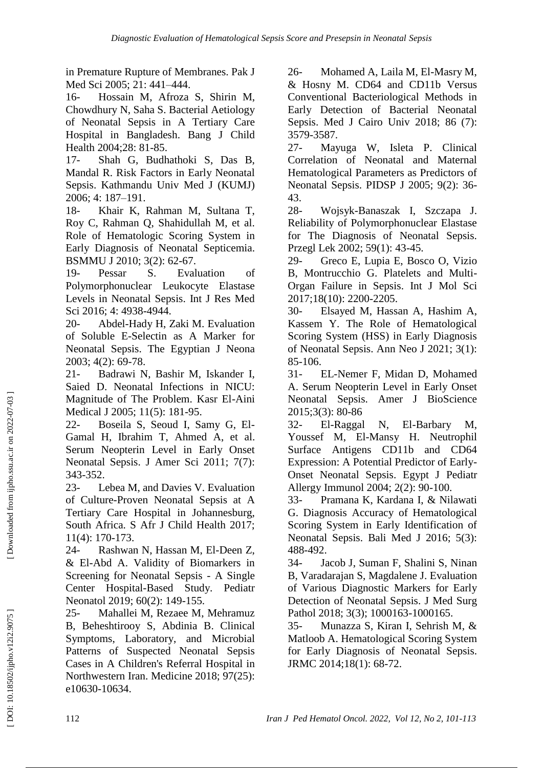in Premature Rupture of Membranes. Pak J Med Sci 2005; 21: 441–444.

16- Hossain M, Afroza S, Shirin M, Chowdhury N, Saha S. Bacterial Aetiology of Neonatal Sepsis in A Tertiary Care Hospital in Bangladesh. Bang J Child Health 2004;28: 81-85.

17- Shah G, Budhathoki S, Das B, Mandal R. Risk Factors in Early Neonatal Sepsis. Kathmandu Univ Med J (KUMJ) 2006; 4: 187–191.

18- Khair K, Rahman M, Sultana T, Roy C, Rahman Q, Shahidullah M, et al. Role of Hematologic Scoring System in Early Diagnosis of Neonatal Septicemia. BSMMU J 2010; 3(2): 62-67.

19- Pessar S. Evaluation of Polymorphonuclear Leukocyte Elastase Levels in Neonatal Sepsis. Int J Res Med Sci 2016; 4: 4938-4944.

20- Abdel-Hady H, Zaki M. Evaluation of Soluble E-Selectin as A Marker for Neonatal Sepsis. The Egyptian J Neona 2003; 4(2): 69-78.

21- Badrawi N, Bashir M, Iskander I, Saied D. Neonatal Infections in NICU: Magnitude of The Problem. Kasr El-Aini Medical J 2005; 11(5): 181-95.

22- Boseila S, Seoud I, Samy G, El-Gamal H, Ibrahim T, Ahmed A, et al. Serum Neopterin Level in Early Onset Neonatal Sepsis. J Amer Sci 2011; 7(7): 343-352.

23- Lebea M, and Davies V. Evaluation of Culture-Proven Neonatal Sepsis at A Tertiary Care Hospital in Johannesburg, South Africa. S Afr J Child Health 2017; 11(4): 170-173.

24- Rashwan N, Hassan M, El-Deen Z, & El-Abd A. Validity of Biomarkers in Screening for Neonatal Sepsis - A Single Center Hospital-Based Study. Pediatr Neonatol 2019; 60(2): 149-155.

25- Mahallei M, Rezaee M, Mehramuz B, Beheshtirooy S, Abdinia B. Clinical Symptoms, Laboratory, and Microbial Patterns of Suspected Neonatal Sepsis Cases in A Children's Referral Hospital in Northwestern Iran. Medicine 2018; 97(25): e10630-10634.

26- Mohamed A, Laila M, El-Masry M, & Hosny M. CD64 and CD11b Versus Conventional Bacteriological Methods in Early Detection of Bacterial Neonatal Sepsis. Med J Cairo Univ 2018; 86 (7): 3579-3587.

27- Mayuga W, Isleta P. Clinical Correlation of Neonatal and Maternal Hematological Parameters as Predictors of Neonatal Sepsis. PIDSP J 2005; 9(2): 36-43.

28- Wojsyk-Banaszak I, Szczapa J. Reliability of Polymorphonuclear Elastase for The Diagnosis of Neonatal Sepsis. Przegl Lek 2002; 59(1): 43-45.

29- Greco E, Lupia E, Bosco O, Vizio B, Montrucchio G. Platelets and Multi-Organ Failure in Sepsis. Int J Mol Sci 2017;18(10): 2200-2205.

30- Elsayed M, Hassan A, Hashim A, Kassem Y. The Role of Hematological Scoring System (HSS) in Early Diagnosis of Neonatal Sepsis. Ann Neo J 2021; 3(1): 85-106.

31- EL-Nemer F, Midan D, Mohamed A. Serum Neopterin Level in Early Onset Neonatal Sepsis. Amer J BioScience 2015;3(3): 80-86

32- El-Raggal N, El-Barbary M, Youssef M, El-Mansy H. Neutrophil Surface Antigens CD11b and CD64 Expression: A Potential Predictor of Early-Onset Neonatal Sepsis. Egypt J Pediatr Allergy Immunol 2004; 2(2): 90-100.

33- Pramana K, Kardana I, & Nilawati G. Diagnosis Accuracy of Hematological Scoring System in Early Identification of Neonatal Sepsis. Bali Med J 2016; 5(3): 488-492.

34- Jacob J, Suman F, Shalini S, Ninan B, Varadarajan S, Magdalene J. Evaluation of Various Diagnostic Markers for Early Detection of Neonatal Sepsis. J Med Surg Pathol 2018; 3(3); 1000163-1000165.

35- Munazza S, Kiran I, Sehrish M, & Matloob A. Hematological Scoring System for Early Diagnosis of Neonatal Sepsis. JRMC 2014;18(1): 68-72.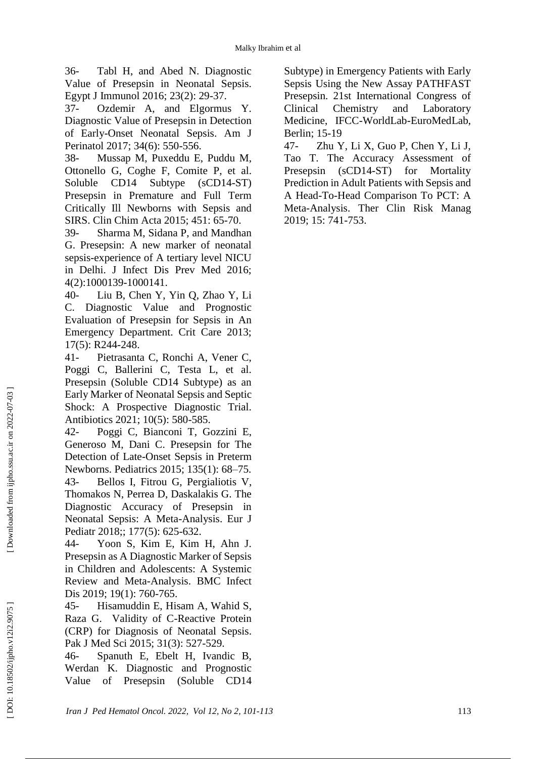36- Tabl H, and Abed N. Diagnostic Value of Presepsin in Neonatal Sepsis. Egypt J Immunol 2016; 23(2): 29-37.

37- Ozdemir A, and Elgormus Y. Diagnostic Value of Presepsin in Detection of Early-Onset Neonatal Sepsis. Am J Perinatol 2017; 34(6): 550-556.

38- Mussap M, Puxeddu E, Puddu M, Ottonello G, Coghe F, Comite P, et al. Soluble CD14 Subtype (sCD14-ST) Presepsin in Premature and Full Term Critically Ill Newborns with Sepsis and SIRS. Clin Chim Acta 2015; 451: 65-70.

39- Sharma M, Sidana P, and Mandhan G. Presepsin: A new marker of neonatal sepsis-experience of A tertiary level NICU in Delhi. J Infect Dis Prev Med 2016; 4(2):1000139-1000141.

40- Liu B, Chen Y, Yin Q, Zhao Y, Li C. Diagnostic Value and Prognostic Evaluation of Presepsin for Sepsis in An Emergency Department. Crit Care 2013; 17(5): R244-248.

41- Pietrasanta C, Ronchi A, Vener C, Poggi C, Ballerini C, Testa L, et al. Presepsin (Soluble CD14 Subtype) as an Early Marker of Neonatal Sepsis and Septic Shock: A Prospective Diagnostic Trial. Antibiotics 2021; 10(5): 580-585.

42- Poggi C, Bianconi T, Gozzini E, Generoso M, Dani C. Presepsin for The Detection of Late-Onset Sepsis in Preterm Newborns. Pediatrics 2015; 135(1): 68–75.

43- Bellos I, Fitrou G, Pergialiotis V, Thomakos N, Perrea D, Daskalakis G. The Diagnostic Accuracy of Presepsin in Neonatal Sepsis: A Meta-Analysis. Eur J Pediatr 2018;; 177(5): 625-632.

44- Yoon S, Kim E, Kim H, Ahn J. Presepsin as A Diagnostic Marker of Sepsis in Children and Adolescents: A Systemic Review and Meta-Analysis. BMC Infect Dis 2019; 19(1): 760-765.

45- Hisamuddin E, Hisam A, Wahid S, Raza G. Validity of C-Reactive Protein (CRP) for Diagnosis of Neonatal Sepsis. Pak J Med Sci 2015; 31(3): 527-529.

46- Spanuth E, Ebelt H, Ivandic B, Werdan K. Diagnostic and Prognostic Value of Presepsin (Soluble CD14 Subtype) in Emergency Patients with Early Sepsis Using the New Assay PATHFAST Presepsin. 21st International Congress of Clinical Chemistry and Laboratory Medicine, IFCC-WorldLab-EuroMedLab, Berlin; 15-19

47- Zhu Y, Li X, Guo P, Chen Y, Li J, Tao T. The Accuracy Assessment of Presepsin (sCD14-ST) for Mortality Prediction in Adult Patients with Sepsis and A Head-To-Head Comparison To PCT: A Meta-Analysis. Ther Clin Risk Manag 2019; 15: 741-753.